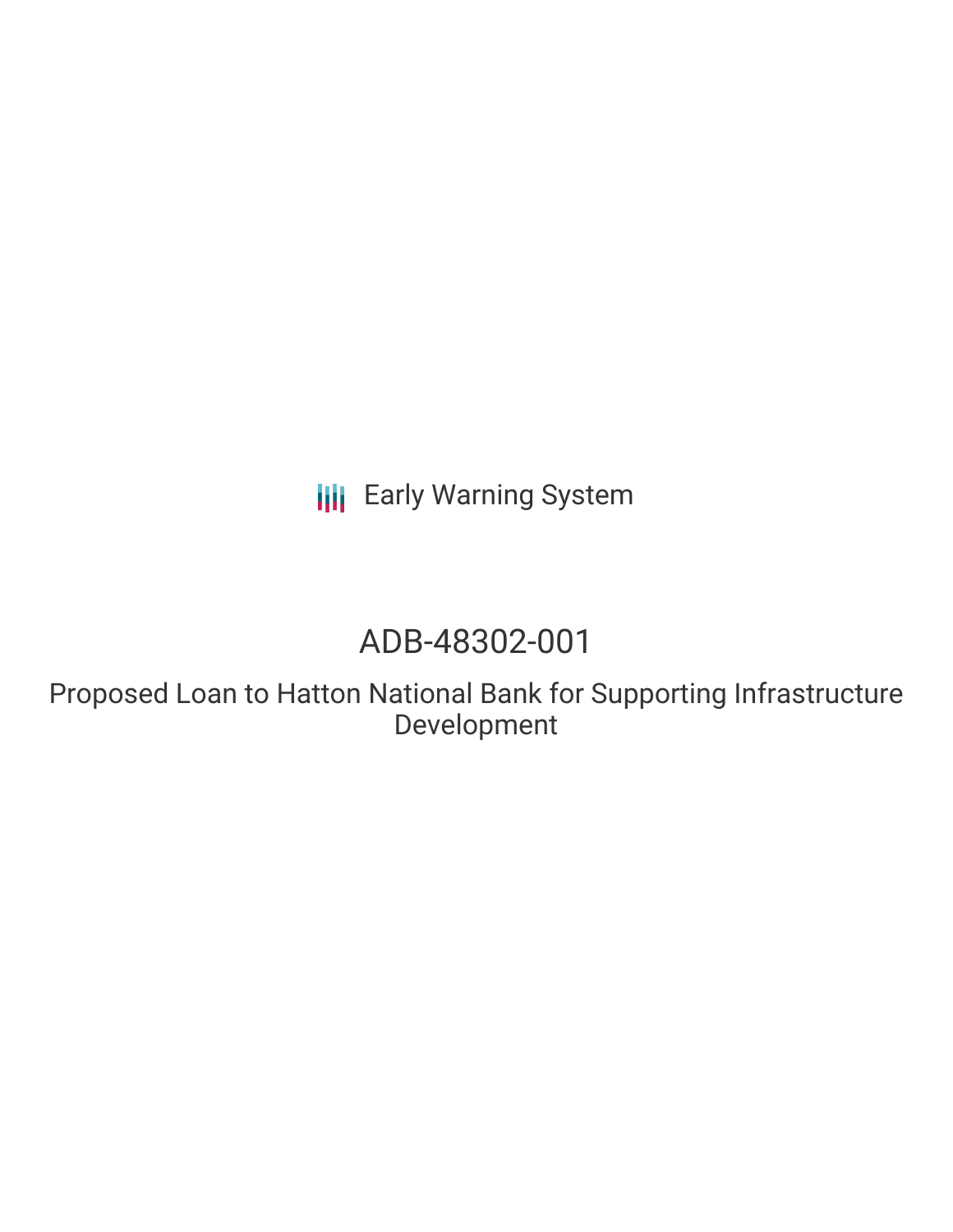Early Warning System

# ADB-48302-001

## Proposed Loan to Hatton National Bank for Supporting Infrastructure Development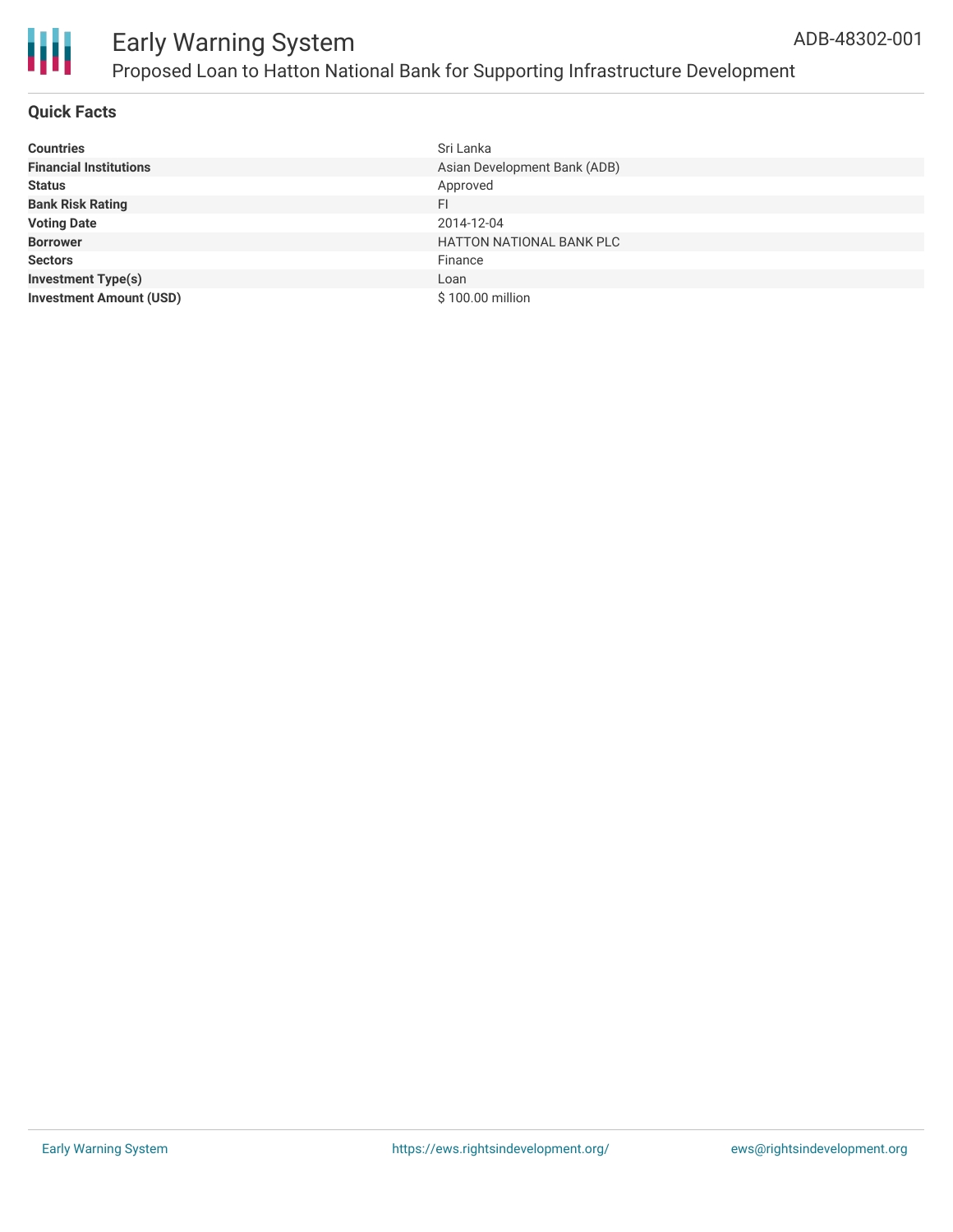# Early Warning System

## Proposed Loan to Hatton National Bank for Supporting Infrastructure Development

ADB-48302-001

### Quick Facts

| | |
|---|---|
| **Countries** | Sri Lanka |
| **Financial Institutions** | Asian Development Bank (ADB) |
| **Status** | Approved |
| **Bank Risk Rating** | FI |
| **Voting Date** | 2014-12-04 |
| **Borrower** | HATTON NATIONAL BANK PLC |
| **Sectors** | Finance |
| **Investment Type(s)** | Loan |
| **Investment Amount (USD)** | $ 100.00 million |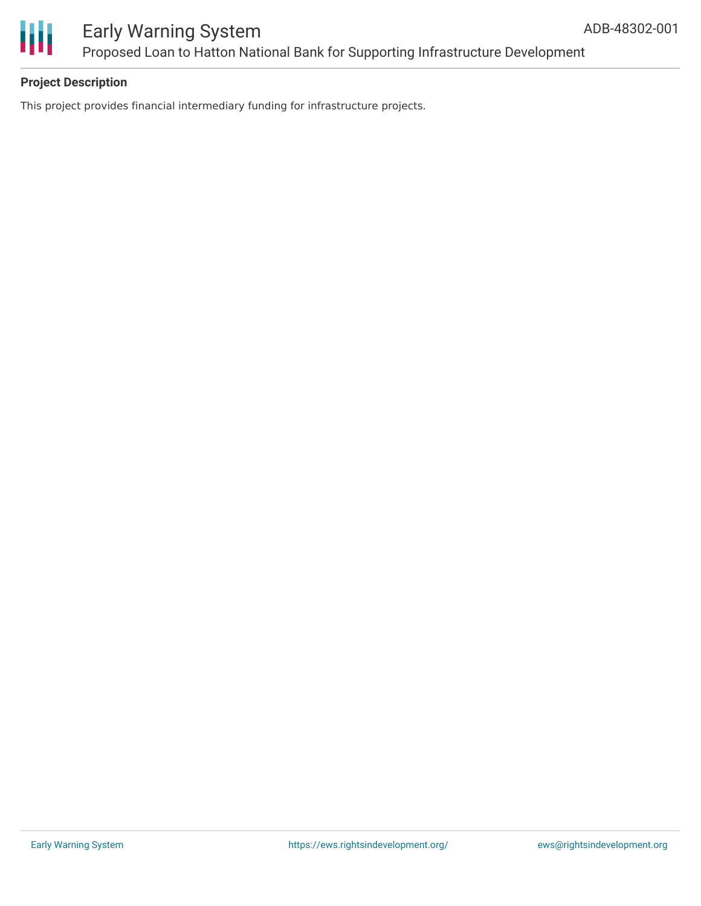**Project Description**

This project provides financial intermediary funding for infrastructure projects.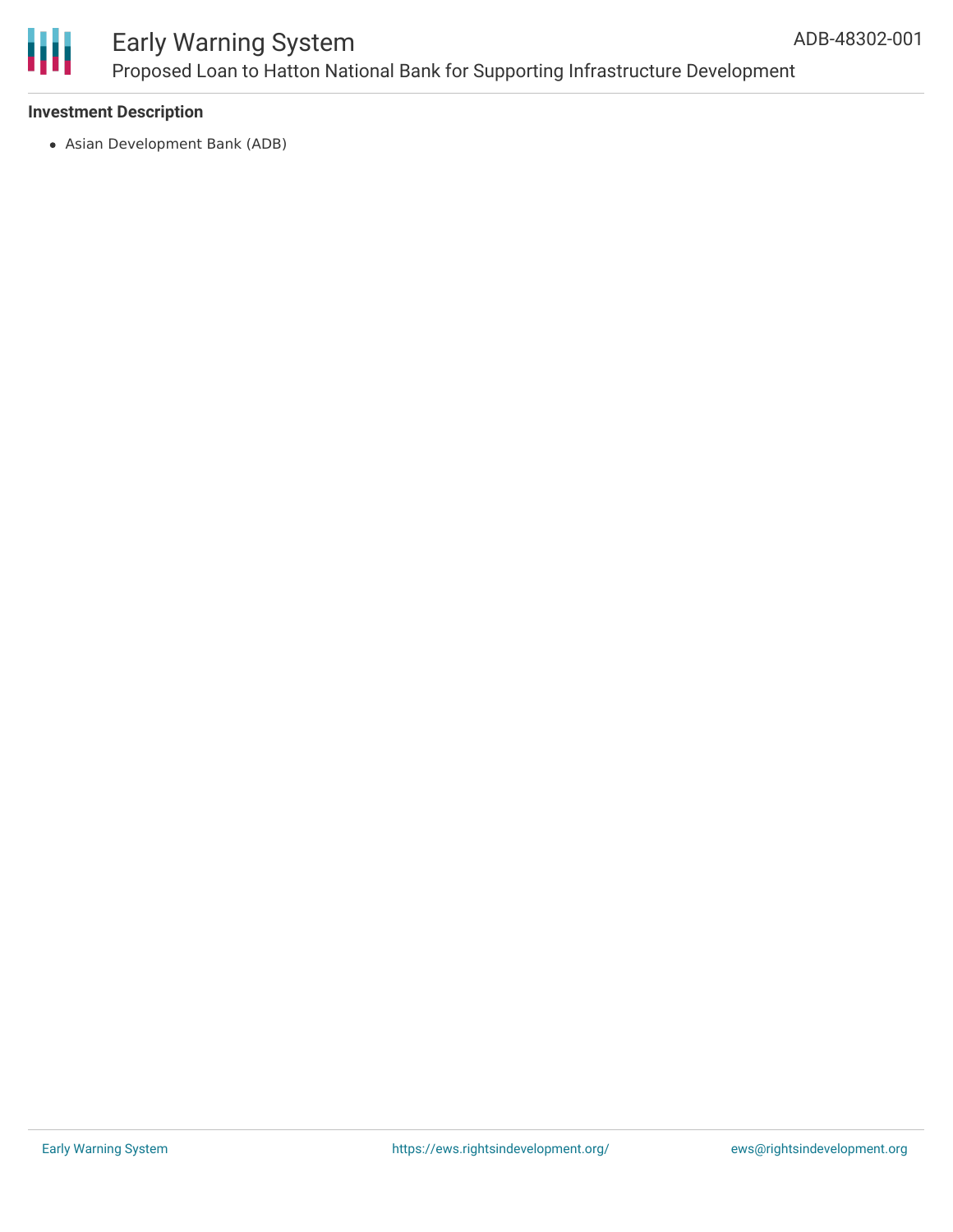### Investment Description

- Asian Development Bank (ADB)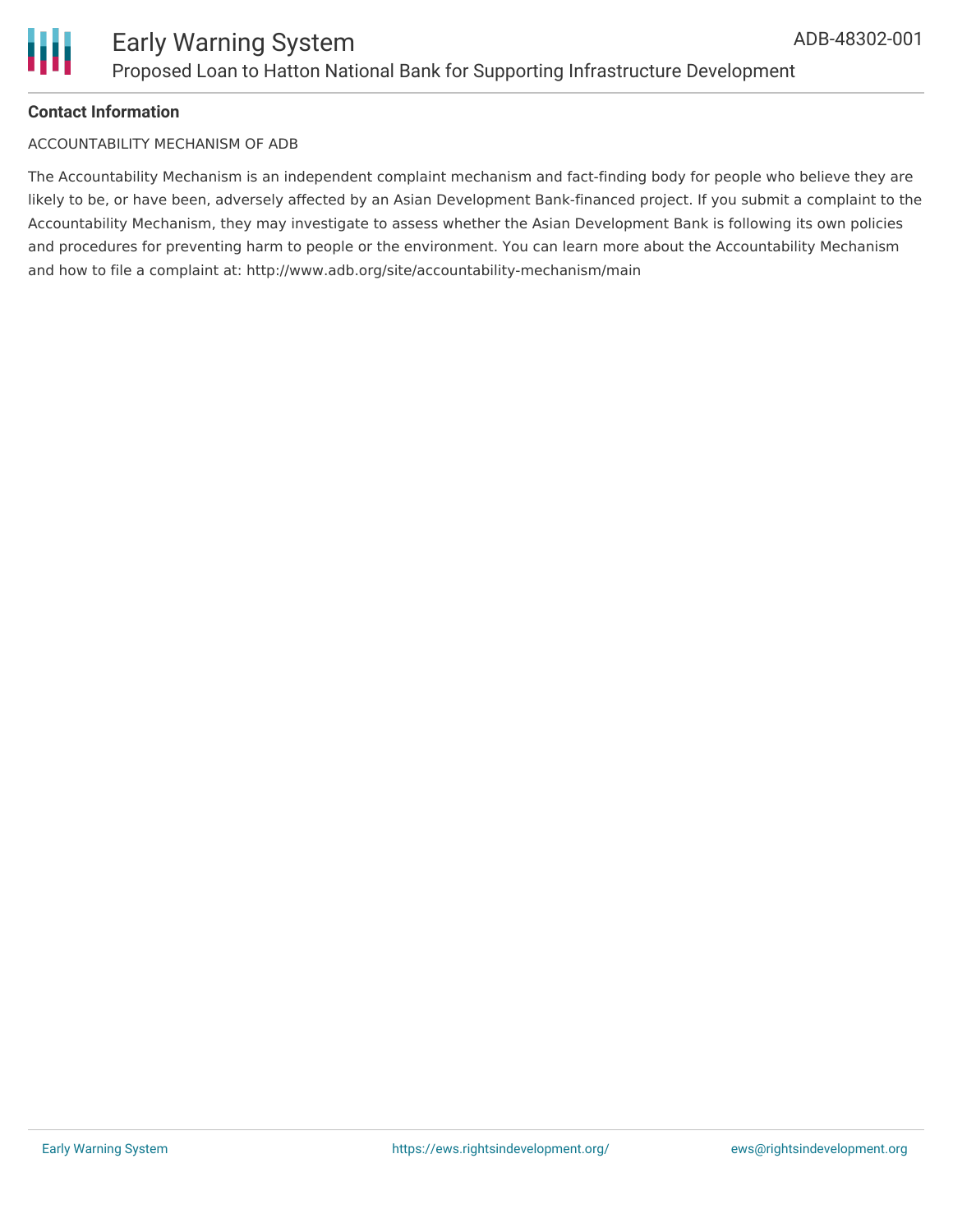**Contact Information**

ACCOUNTABILITY MECHANISM OF ADB

The Accountability Mechanism is an independent complaint mechanism and fact-finding body for people who believe they are likely to be, or have been, adversely affected by an Asian Development Bank-financed project. If you submit a complaint to the Accountability Mechanism, they may investigate to assess whether the Asian Development Bank is following its own policies and procedures for preventing harm to people or the environment. You can learn more about the Accountability Mechanism and how to file a complaint at: http://www.adb.org/site/accountability-mechanism/main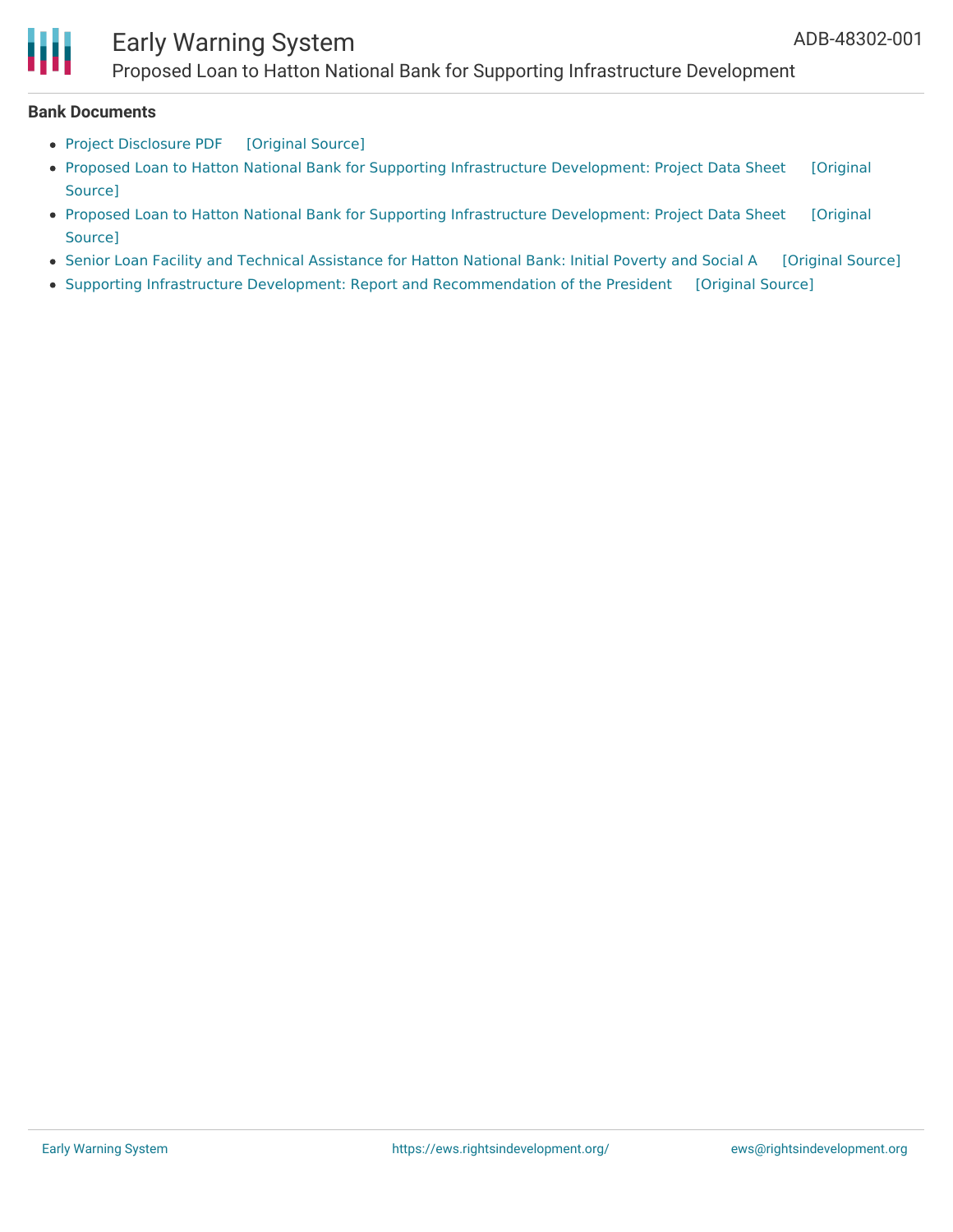### Bank Documents

- Project Disclosure PDF [Original Source]
- Proposed Loan to Hatton National Bank for Supporting Infrastructure Development: Project Data Sheet [Original Source]
- Proposed Loan to Hatton National Bank for Supporting Infrastructure Development: Project Data Sheet [Original Source]
- Senior Loan Facility and Technical Assistance for Hatton National Bank: Initial Poverty and Social A [Original Source]
- Supporting Infrastructure Development: Report and Recommendation of the President [Original Source]